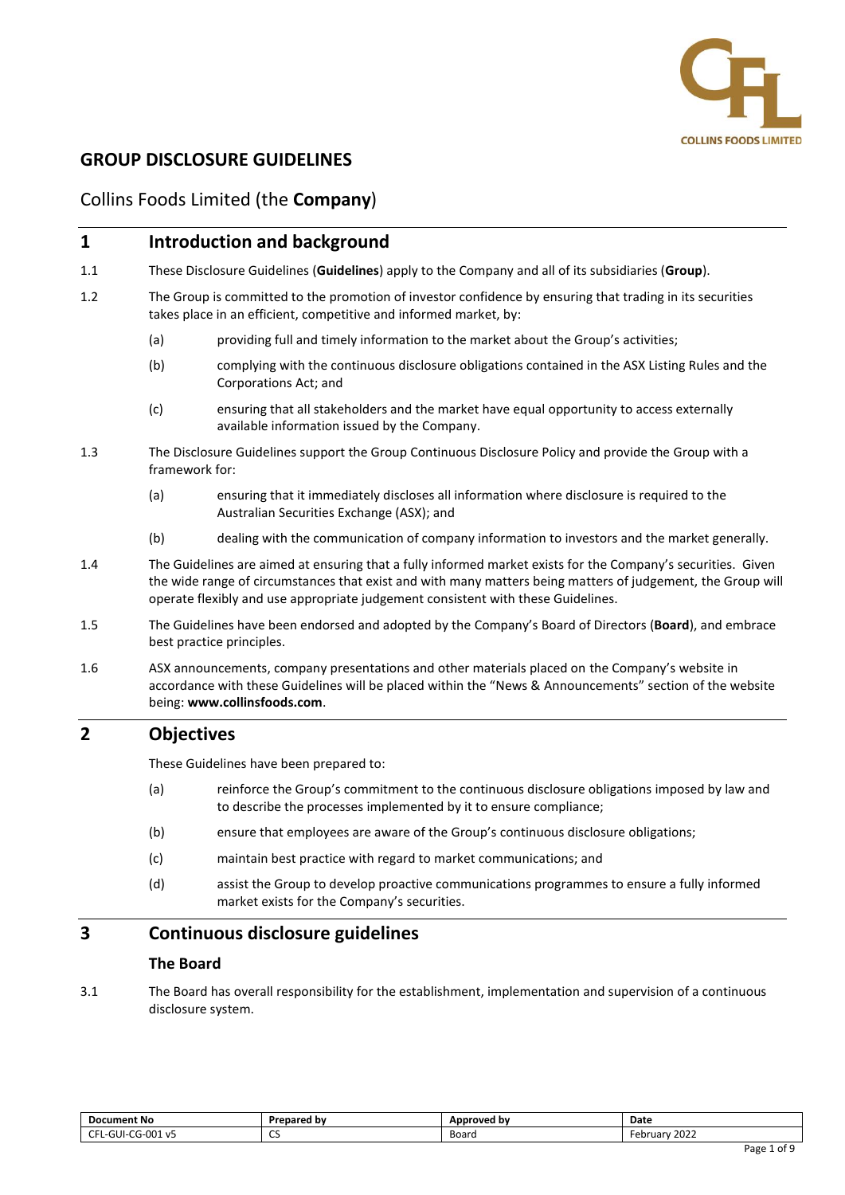# GROUP DISCLOSURE GUIDELINES

Collins Foods Limited (the **Company**)

## 1 Introduction and background

1.1 These Disclosure Guidelines (**Guidelines**) apply to the Company and all of its subsidiaries (**Group**).

1.2 The Group is committed to the promotion of investor confidence by ensuring that trading in its securities takes place in an efficient, competitive and informed market, by:

(a) providing full and timely information to the market about the Group's activities;

(b) complying with the continuous disclosure obligations contained in the ASX Listing Rules and the Corporations Act; and

(c) ensuring that all stakeholders and the market have equal opportunity to access externally available information issued by the Company.

1.3 The Disclosure Guidelines support the Group Continuous Disclosure Policy and provide the Group with a framework for:

(a) ensuring that it immediately discloses all information where disclosure is required to the Australian Securities Exchange (ASX); and

(b) dealing with the communication of company information to investors and the market generally.

1.4 The Guidelines are aimed at ensuring that a fully informed market exists for the Company's securities. Given the wide range of circumstances that exist and with many matters being matters of judgement, the Group will operate flexibly and use appropriate judgement consistent with these Guidelines.

1.5 The Guidelines have been endorsed and adopted by the Company's Board of Directors (**Board**), and embrace best practice principles.

1.6 ASX announcements, company presentations and other materials placed on the Company's website in accordance with these Guidelines will be placed within the "News & Announcements" section of the website being: **www.collinsfoods.com**.

## 2 Objectives

These Guidelines have been prepared to:

(a) reinforce the Group's commitment to the continuous disclosure obligations imposed by law and to describe the processes implemented by it to ensure compliance;

(b) ensure that employees are aware of the Group's continuous disclosure obligations;

(c) maintain best practice with regard to market communications; and

(d) assist the Group to develop proactive communications programmes to ensure a fully informed market exists for the Company's securities.

## 3 Continuous disclosure guidelines

### The Board

3.1 The Board has overall responsibility for the establishment, implementation and supervision of a continuous disclosure system.

| Document No | Prepared by | Approved by | Date |
| --- | --- | --- | --- |
| CFL-GUI-CG-001 v5 | CS | Board | February 2022 |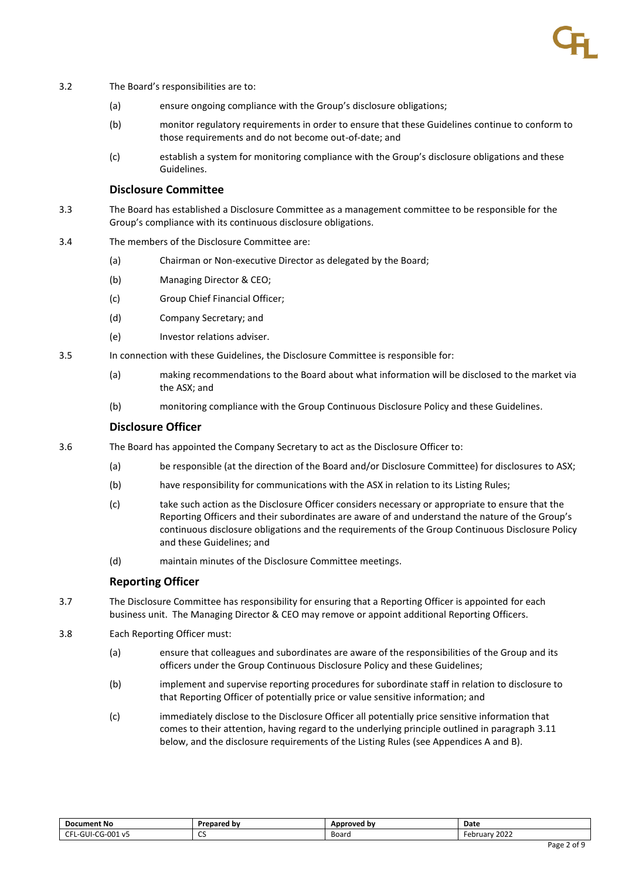3.2 The Board's responsibilities are to:

(a) ensure ongoing compliance with the Group's disclosure obligations;

(b) monitor regulatory requirements in order to ensure that these Guidelines continue to conform to those requirements and do not become out-of-date; and

(c) establish a system for monitoring compliance with the Group's disclosure obligations and these Guidelines.

### Disclosure Committee

3.3 The Board has established a Disclosure Committee as a management committee to be responsible for the Group's compliance with its continuous disclosure obligations.

3.4 The members of the Disclosure Committee are:

(a) Chairman or Non-executive Director as delegated by the Board;

(b) Managing Director & CEO;

(c) Group Chief Financial Officer;

(d) Company Secretary; and

(e) Investor relations adviser.

3.5 In connection with these Guidelines, the Disclosure Committee is responsible for:

(a) making recommendations to the Board about what information will be disclosed to the market via the ASX; and

(b) monitoring compliance with the Group Continuous Disclosure Policy and these Guidelines.

### Disclosure Officer

3.6 The Board has appointed the Company Secretary to act as the Disclosure Officer to:

(a) be responsible (at the direction of the Board and/or Disclosure Committee) for disclosures to ASX;

(b) have responsibility for communications with the ASX in relation to its Listing Rules;

(c) take such action as the Disclosure Officer considers necessary or appropriate to ensure that the Reporting Officers and their subordinates are aware of and understand the nature of the Group's continuous disclosure obligations and the requirements of the Group Continuous Disclosure Policy and these Guidelines; and

(d) maintain minutes of the Disclosure Committee meetings.

### Reporting Officer

3.7 The Disclosure Committee has responsibility for ensuring that a Reporting Officer is appointed for each business unit. The Managing Director & CEO may remove or appoint additional Reporting Officers.

3.8 Each Reporting Officer must:

(a) ensure that colleagues and subordinates are aware of the responsibilities of the Group and its officers under the Group Continuous Disclosure Policy and these Guidelines;

(b) implement and supervise reporting procedures for subordinate staff in relation to disclosure to that Reporting Officer of potentially price or value sensitive information; and

(c) immediately disclose to the Disclosure Officer all potentially price sensitive information that comes to their attention, having regard to the underlying principle outlined in paragraph 3.11 below, and the disclosure requirements of the Listing Rules (see Appendices A and B).

| Document No | Prepared by | Approved by | Date |
| --- | --- | --- | --- |
| CFL-GUI-CG-001 v5 | CS | Board | February 2022 |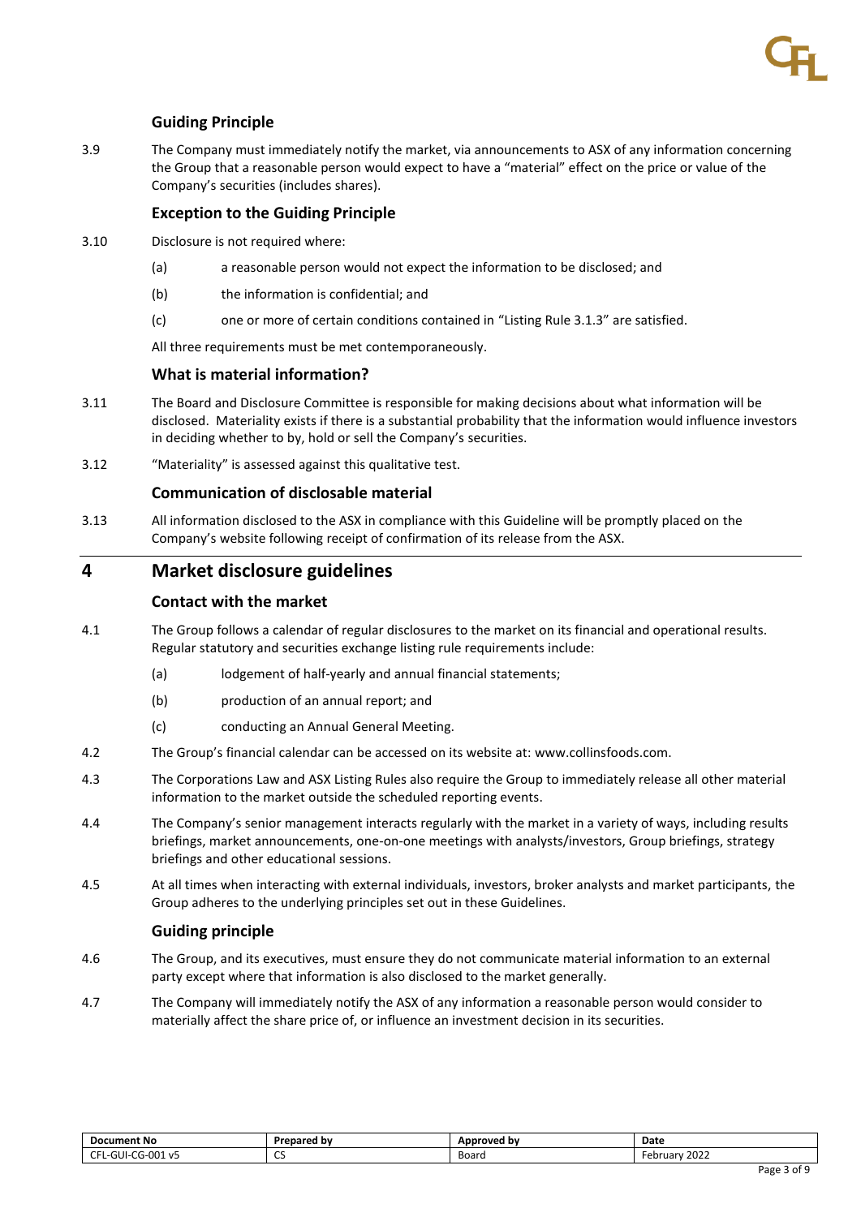### Guiding Principle

3.9 The Company must immediately notify the market, via announcements to ASX of any information concerning the Group that a reasonable person would expect to have a "material" effect on the price or value of the Company's securities (includes shares).

### Exception to the Guiding Principle

3.10 Disclosure is not required where:

(a) a reasonable person would not expect the information to be disclosed; and

(b) the information is confidential; and

(c) one or more of certain conditions contained in "Listing Rule 3.1.3" are satisfied.

All three requirements must be met contemporaneously.

### What is material information?

3.11 The Board and Disclosure Committee is responsible for making decisions about what information will be disclosed. Materiality exists if there is a substantial probability that the information would influence investors in deciding whether to by, hold or sell the Company's securities.

3.12 "Materiality" is assessed against this qualitative test.

### Communication of disclosable material

3.13 All information disclosed to the ASX in compliance with this Guideline will be promptly placed on the Company's website following receipt of confirmation of its release from the ASX.

## 4 Market disclosure guidelines

### Contact with the market

4.1 The Group follows a calendar of regular disclosures to the market on its financial and operational results. Regular statutory and securities exchange listing rule requirements include:

(a) lodgement of half-yearly and annual financial statements;

(b) production of an annual report; and

(c) conducting an Annual General Meeting.

4.2 The Group's financial calendar can be accessed on its website at: www.collinsfoods.com.

4.3 The Corporations Law and ASX Listing Rules also require the Group to immediately release all other material information to the market outside the scheduled reporting events.

4.4 The Company's senior management interacts regularly with the market in a variety of ways, including results briefings, market announcements, one-on-one meetings with analysts/investors, Group briefings, strategy briefings and other educational sessions.

4.5 At all times when interacting with external individuals, investors, broker analysts and market participants, the Group adheres to the underlying principles set out in these Guidelines.

### Guiding principle

4.6 The Group, and its executives, must ensure they do not communicate material information to an external party except where that information is also disclosed to the market generally.

4.7 The Company will immediately notify the ASX of any information a reasonable person would consider to materially affect the share price of, or influence an investment decision in its securities.

| Document No | Prepared by | Approved by | Date |
|---|---|---|---|
| CFL-GUI-CG-001 v5 | CS | Board | February 2022 |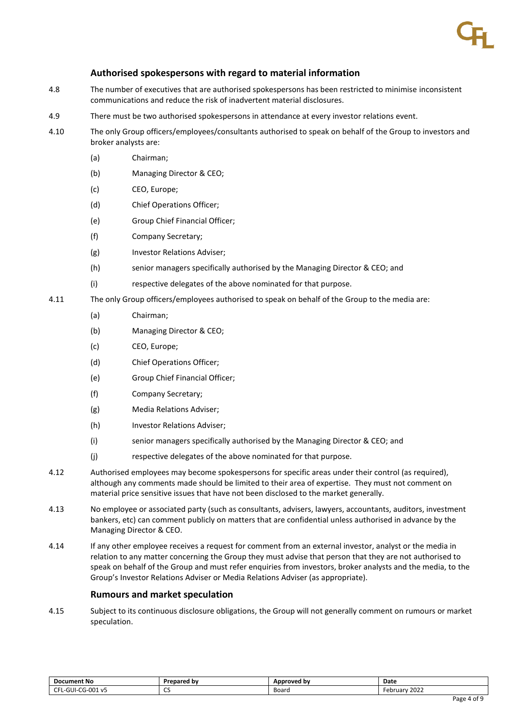### Authorised spokespersons with regard to material information

4.8 The number of executives that are authorised spokespersons has been restricted to minimise inconsistent communications and reduce the risk of inadvertent material disclosures.

4.9 There must be two authorised spokespersons in attendance at every investor relations event.

4.10 The only Group officers/employees/consultants authorised to speak on behalf of the Group to investors and broker analysts are:

- (a) Chairman;
- (b) Managing Director & CEO;
- (c) CEO, Europe;
- (d) Chief Operations Officer;
- (e) Group Chief Financial Officer;
- (f) Company Secretary;
- (g) Investor Relations Adviser;
- (h) senior managers specifically authorised by the Managing Director & CEO; and
- (i) respective delegates of the above nominated for that purpose.

4.11 The only Group officers/employees authorised to speak on behalf of the Group to the media are:

- (a) Chairman;
- (b) Managing Director & CEO;
- (c) CEO, Europe;
- (d) Chief Operations Officer;
- (e) Group Chief Financial Officer;
- (f) Company Secretary;
- (g) Media Relations Adviser;
- (h) Investor Relations Adviser;
- (i) senior managers specifically authorised by the Managing Director & CEO; and
- (j) respective delegates of the above nominated for that purpose.

4.12 Authorised employees may become spokespersons for specific areas under their control (as required), although any comments made should be limited to their area of expertise. They must not comment on material price sensitive issues that have not been disclosed to the market generally.

4.13 No employee or associated party (such as consultants, advisers, lawyers, accountants, auditors, investment bankers, etc) can comment publicly on matters that are confidential unless authorised in advance by the Managing Director & CEO.

4.14 If any other employee receives a request for comment from an external investor, analyst or the media in relation to any matter concerning the Group they must advise that person that they are not authorised to speak on behalf of the Group and must refer enquiries from investors, broker analysts and the media, to the Group's Investor Relations Adviser or Media Relations Adviser (as appropriate).

### Rumours and market speculation

4.15 Subject to its continuous disclosure obligations, the Group will not generally comment on rumours or market speculation.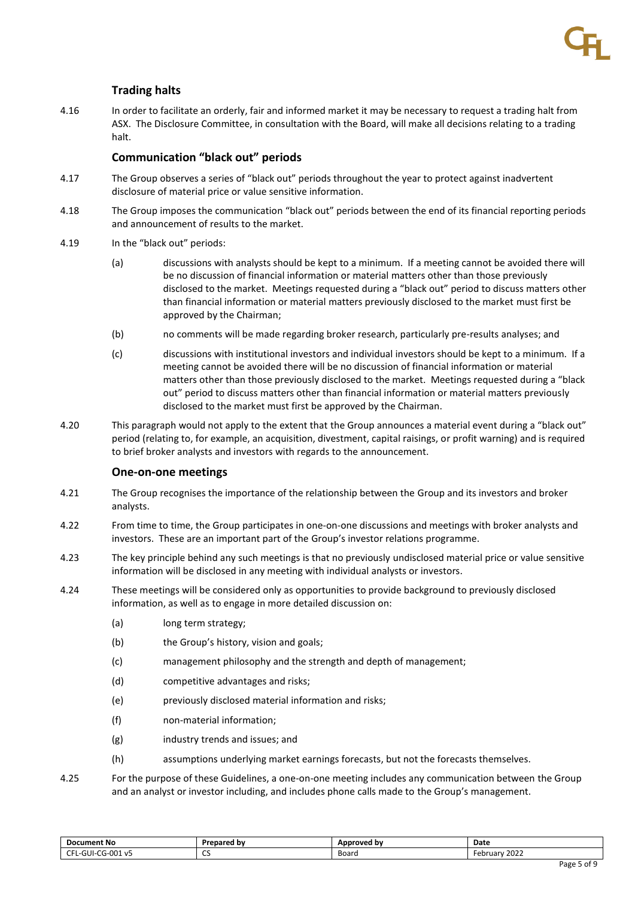### Trading halts

4.16 In order to facilitate an orderly, fair and informed market it may be necessary to request a trading halt from ASX. The Disclosure Committee, in consultation with the Board, will make all decisions relating to a trading halt.

### Communication "black out" periods

4.17 The Group observes a series of "black out" periods throughout the year to protect against inadvertent disclosure of material price or value sensitive information.

4.18 The Group imposes the communication "black out" periods between the end of its financial reporting periods and announcement of results to the market.

4.19 In the "black out" periods:

(a) discussions with analysts should be kept to a minimum. If a meeting cannot be avoided there will be no discussion of financial information or material matters other than those previously disclosed to the market. Meetings requested during a "black out" period to discuss matters other than financial information or material matters previously disclosed to the market must first be approved by the Chairman;

(b) no comments will be made regarding broker research, particularly pre-results analyses; and

(c) discussions with institutional investors and individual investors should be kept to a minimum. If a meeting cannot be avoided there will be no discussion of financial information or material matters other than those previously disclosed to the market. Meetings requested during a "black out" period to discuss matters other than financial information or material matters previously disclosed to the market must first be approved by the Chairman.

4.20 This paragraph would not apply to the extent that the Group announces a material event during a "black out" period (relating to, for example, an acquisition, divestment, capital raisings, or profit warning) and is required to brief broker analysts and investors with regards to the announcement.

### One-on-one meetings

4.21 The Group recognises the importance of the relationship between the Group and its investors and broker analysts.

4.22 From time to time, the Group participates in one-on-one discussions and meetings with broker analysts and investors. These are an important part of the Group's investor relations programme.

4.23 The key principle behind any such meetings is that no previously undisclosed material price or value sensitive information will be disclosed in any meeting with individual analysts or investors.

4.24 These meetings will be considered only as opportunities to provide background to previously disclosed information, as well as to engage in more detailed discussion on:

(a) long term strategy;

(b) the Group's history, vision and goals;

(c) management philosophy and the strength and depth of management;

(d) competitive advantages and risks;

(e) previously disclosed material information and risks;

(f) non-material information;

(g) industry trends and issues; and

(h) assumptions underlying market earnings forecasts, but not the forecasts themselves.

4.25 For the purpose of these Guidelines, a one-on-one meeting includes any communication between the Group and an analyst or investor including, and includes phone calls made to the Group's management.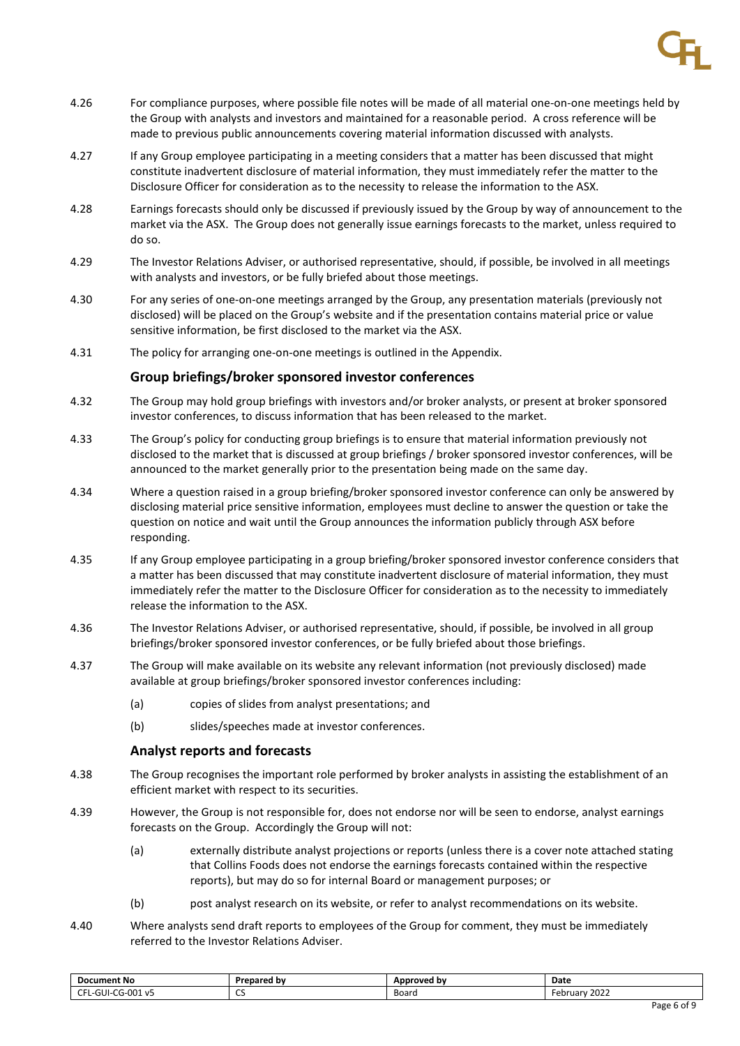4.26 For compliance purposes, where possible file notes will be made of all material one-on-one meetings held by the Group with analysts and investors and maintained for a reasonable period. A cross reference will be made to previous public announcements covering material information discussed with analysts.

4.27 If any Group employee participating in a meeting considers that a matter has been discussed that might constitute inadvertent disclosure of material information, they must immediately refer the matter to the Disclosure Officer for consideration as to the necessity to release the information to the ASX.

4.28 Earnings forecasts should only be discussed if previously issued by the Group by way of announcement to the market via the ASX. The Group does not generally issue earnings forecasts to the market, unless required to do so.

4.29 The Investor Relations Adviser, or authorised representative, should, if possible, be involved in all meetings with analysts and investors, or be fully briefed about those meetings.

4.30 For any series of one-on-one meetings arranged by the Group, any presentation materials (previously not disclosed) will be placed on the Group's website and if the presentation contains material price or value sensitive information, be first disclosed to the market via the ASX.

4.31 The policy for arranging one-on-one meetings is outlined in the Appendix.

### Group briefings/broker sponsored investor conferences

4.32 The Group may hold group briefings with investors and/or broker analysts, or present at broker sponsored investor conferences, to discuss information that has been released to the market.

4.33 The Group's policy for conducting group briefings is to ensure that material information previously not disclosed to the market that is discussed at group briefings / broker sponsored investor conferences, will be announced to the market generally prior to the presentation being made on the same day.

4.34 Where a question raised in a group briefing/broker sponsored investor conference can only be answered by disclosing material price sensitive information, employees must decline to answer the question or take the question on notice and wait until the Group announces the information publicly through ASX before responding.

4.35 If any Group employee participating in a group briefing/broker sponsored investor conference considers that a matter has been discussed that may constitute inadvertent disclosure of material information, they must immediately refer the matter to the Disclosure Officer for consideration as to the necessity to immediately release the information to the ASX.

4.36 The Investor Relations Adviser, or authorised representative, should, if possible, be involved in all group briefings/broker sponsored investor conferences, or be fully briefed about those briefings.

4.37 The Group will make available on its website any relevant information (not previously disclosed) made available at group briefings/broker sponsored investor conferences including:

(a) copies of slides from analyst presentations; and

(b) slides/speeches made at investor conferences.

### Analyst reports and forecasts

4.38 The Group recognises the important role performed by broker analysts in assisting the establishment of an efficient market with respect to its securities.

4.39 However, the Group is not responsible for, does not endorse nor will be seen to endorse, analyst earnings forecasts on the Group. Accordingly the Group will not:

(a) externally distribute analyst projections or reports (unless there is a cover note attached stating that Collins Foods does not endorse the earnings forecasts contained within the respective reports), but may do so for internal Board or management purposes; or

(b) post analyst research on its website, or refer to analyst recommendations on its website.

4.40 Where analysts send draft reports to employees of the Group for comment, they must be immediately referred to the Investor Relations Adviser.

| Document No | Prepared by | Approved by | Date |
|---|---|---|---|
| CFL-GUI-CG-001 v5 | CS | Board | February 2022 |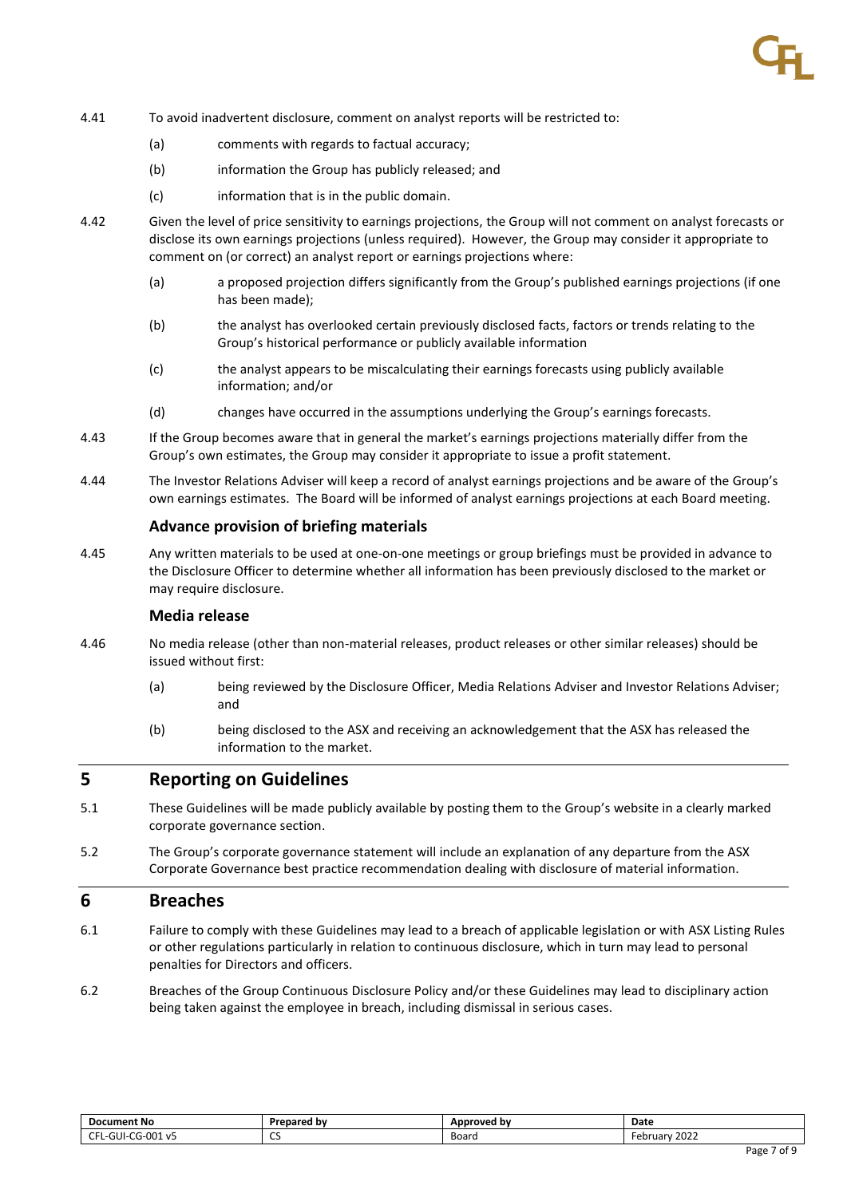4.41 To avoid inadvertent disclosure, comment on analyst reports will be restricted to:

(a) comments with regards to factual accuracy;

(b) information the Group has publicly released; and

(c) information that is in the public domain.

4.42 Given the level of price sensitivity to earnings projections, the Group will not comment on analyst forecasts or disclose its own earnings projections (unless required). However, the Group may consider it appropriate to comment on (or correct) an analyst report or earnings projections where:

(a) a proposed projection differs significantly from the Group's published earnings projections (if one has been made);

(b) the analyst has overlooked certain previously disclosed facts, factors or trends relating to the Group's historical performance or publicly available information

(c) the analyst appears to be miscalculating their earnings forecasts using publicly available information; and/or

(d) changes have occurred in the assumptions underlying the Group's earnings forecasts.

4.43 If the Group becomes aware that in general the market's earnings projections materially differ from the Group's own estimates, the Group may consider it appropriate to issue a profit statement.

4.44 The Investor Relations Adviser will keep a record of analyst earnings projections and be aware of the Group's own earnings estimates. The Board will be informed of analyst earnings projections at each Board meeting.

### Advance provision of briefing materials

4.45 Any written materials to be used at one-on-one meetings or group briefings must be provided in advance to the Disclosure Officer to determine whether all information has been previously disclosed to the market or may require disclosure.

### Media release

4.46 No media release (other than non-material releases, product releases or other similar releases) should be issued without first:

(a) being reviewed by the Disclosure Officer, Media Relations Adviser and Investor Relations Adviser; and

(b) being disclosed to the ASX and receiving an acknowledgement that the ASX has released the information to the market.

## 5 Reporting on Guidelines

5.1 These Guidelines will be made publicly available by posting them to the Group's website in a clearly marked corporate governance section.

5.2 The Group's corporate governance statement will include an explanation of any departure from the ASX Corporate Governance best practice recommendation dealing with disclosure of material information.

## 6 Breaches

6.1 Failure to comply with these Guidelines may lead to a breach of applicable legislation or with ASX Listing Rules or other regulations particularly in relation to continuous disclosure, which in turn may lead to personal penalties for Directors and officers.

6.2 Breaches of the Group Continuous Disclosure Policy and/or these Guidelines may lead to disciplinary action being taken against the employee in breach, including dismissal in serious cases.

| Document No | Prepared by | Approved by | Date |
|---|---|---|---|
| CFL-GUI-CG-001 v5 | CS | Board | February 2022 |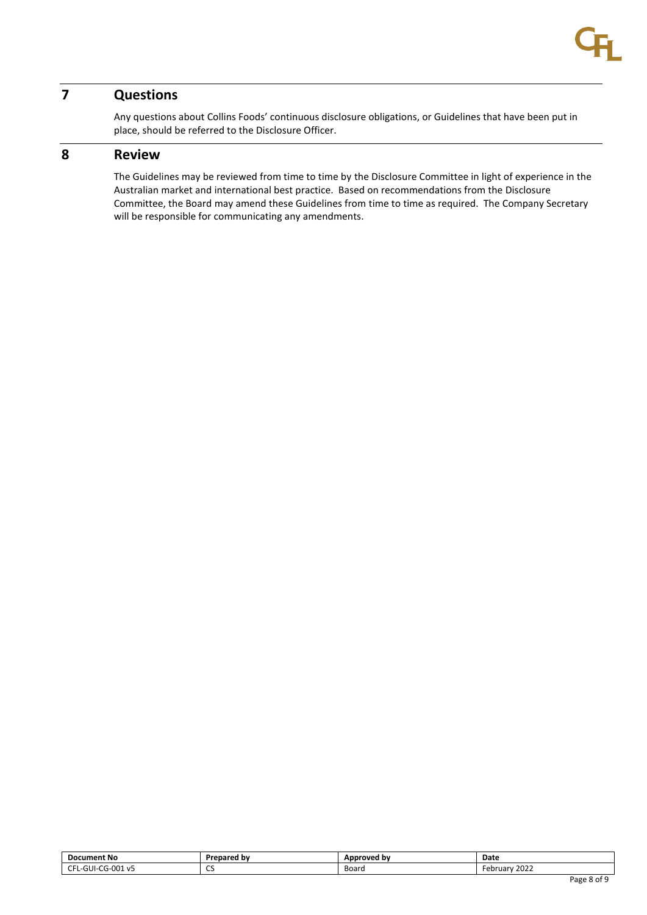# 7 Questions

Any questions about Collins Foods' continuous disclosure obligations, or Guidelines that have been put in place, should be referred to the Disclosure Officer.

# 8 Review

The Guidelines may be reviewed from time to time by the Disclosure Committee in light of experience in the Australian market and international best practice. Based on recommendations from the Disclosure Committee, the Board may amend these Guidelines from time to time as required. The Company Secretary will be responsible for communicating any amendments.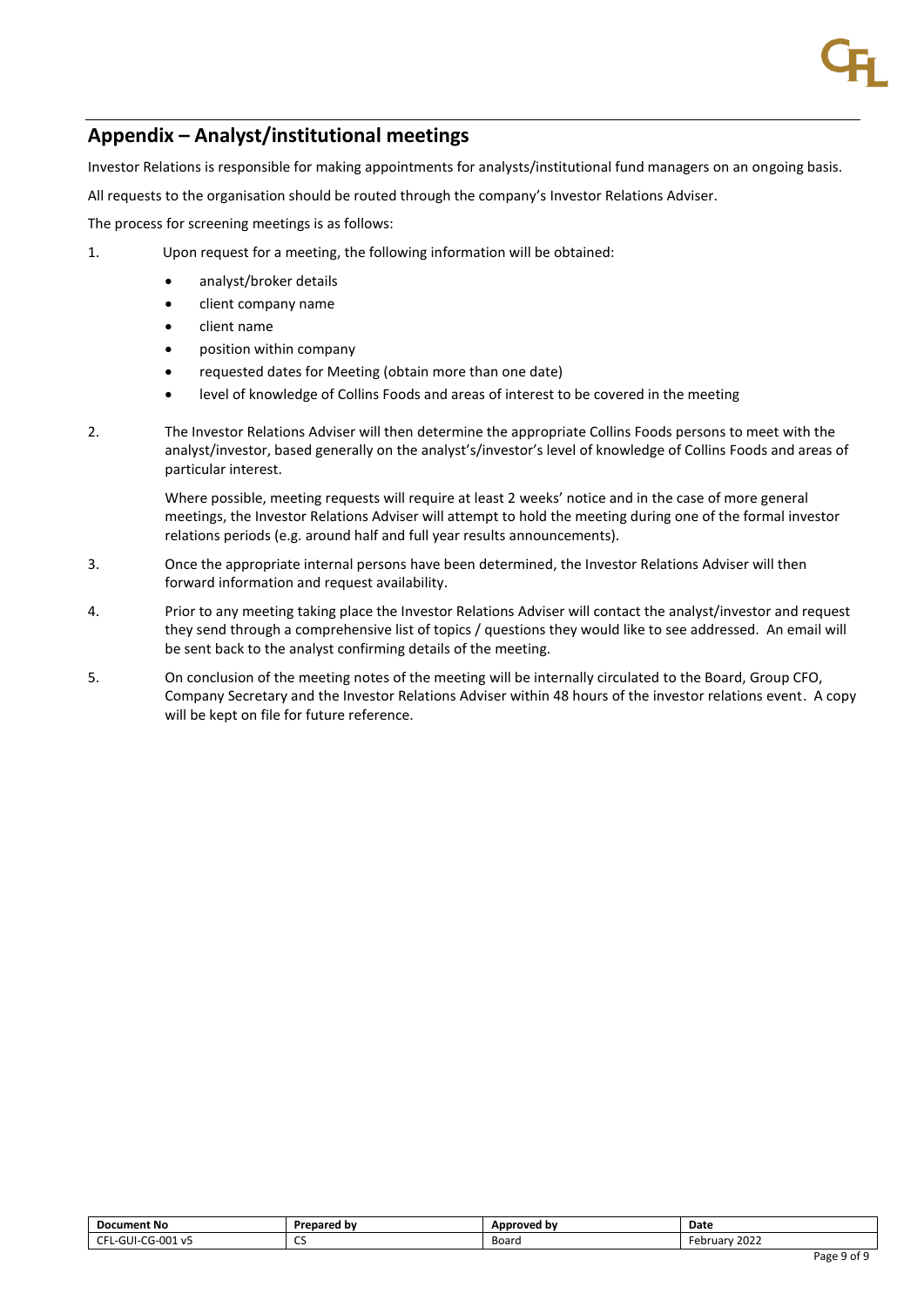## Appendix – Analyst/institutional meetings

Investor Relations is responsible for making appointments for analysts/institutional fund managers on an ongoing basis.

All requests to the organisation should be routed through the company's Investor Relations Adviser.

The process for screening meetings is as follows:

1. Upon request for a meeting, the following information will be obtained:
   - analyst/broker details
   - client company name
   - client name
   - position within company
   - requested dates for Meeting (obtain more than one date)
   - level of knowledge of Collins Foods and areas of interest to be covered in the meeting

2. The Investor Relations Adviser will then determine the appropriate Collins Foods persons to meet with the analyst/investor, based generally on the analyst's/investor's level of knowledge of Collins Foods and areas of particular interest.

   Where possible, meeting requests will require at least 2 weeks' notice and in the case of more general meetings, the Investor Relations Adviser will attempt to hold the meeting during one of the formal investor relations periods (e.g. around half and full year results announcements).

3. Once the appropriate internal persons have been determined, the Investor Relations Adviser will then forward information and request availability.

4. Prior to any meeting taking place the Investor Relations Adviser will contact the analyst/investor and request they send through a comprehensive list of topics / questions they would like to see addressed. An email will be sent back to the analyst confirming details of the meeting.

5. On conclusion of the meeting notes of the meeting will be internally circulated to the Board, Group CFO, Company Secretary and the Investor Relations Adviser within 48 hours of the investor relations event. A copy will be kept on file for future reference.

| Document No | Prepared by | Approved by | Date |
| --- | --- | --- | --- |
| CFL-GUI-CG-001 v5 | CS | Board | February 2022 |